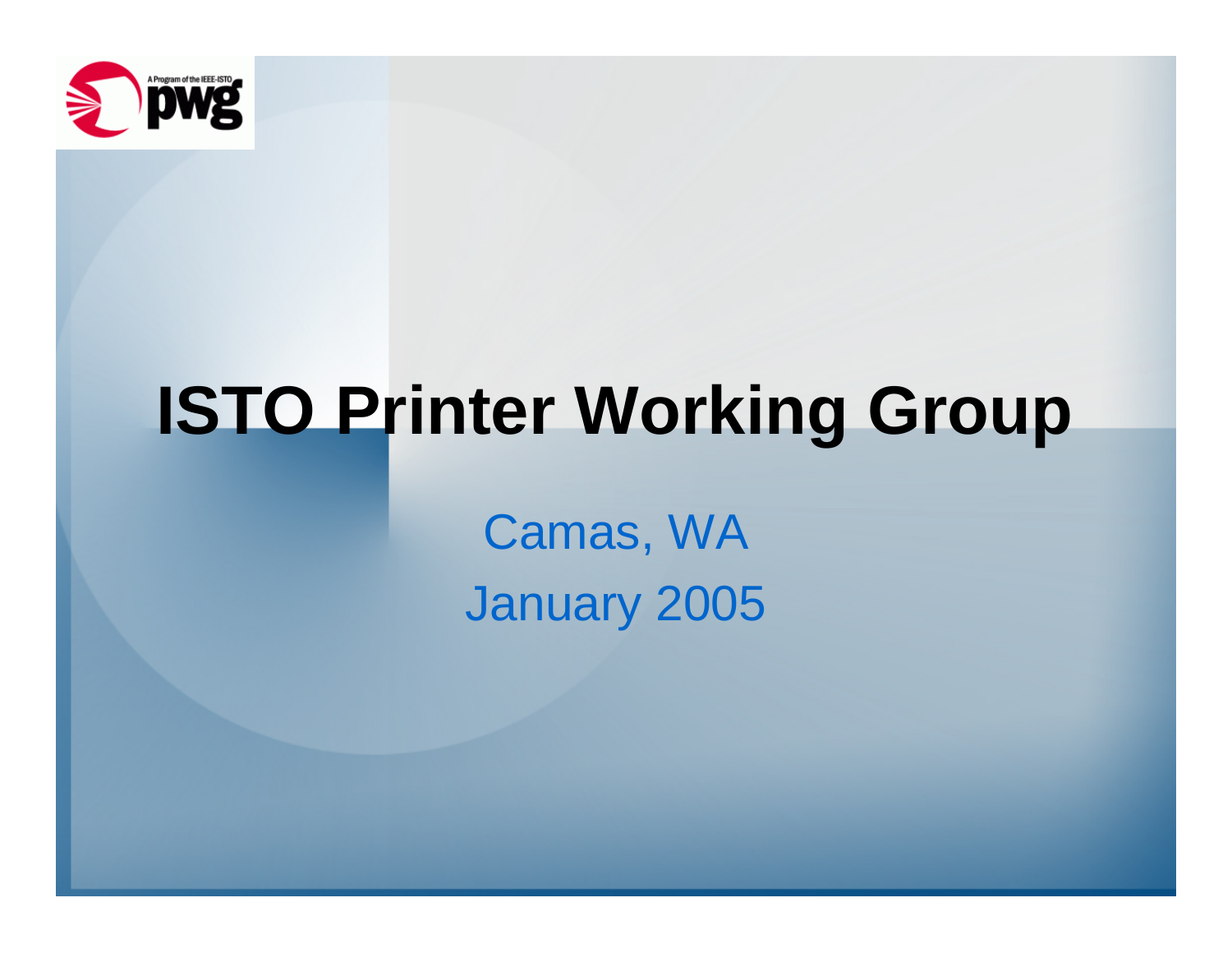# ISTO Printer Working Group

Camas, WA

January 2005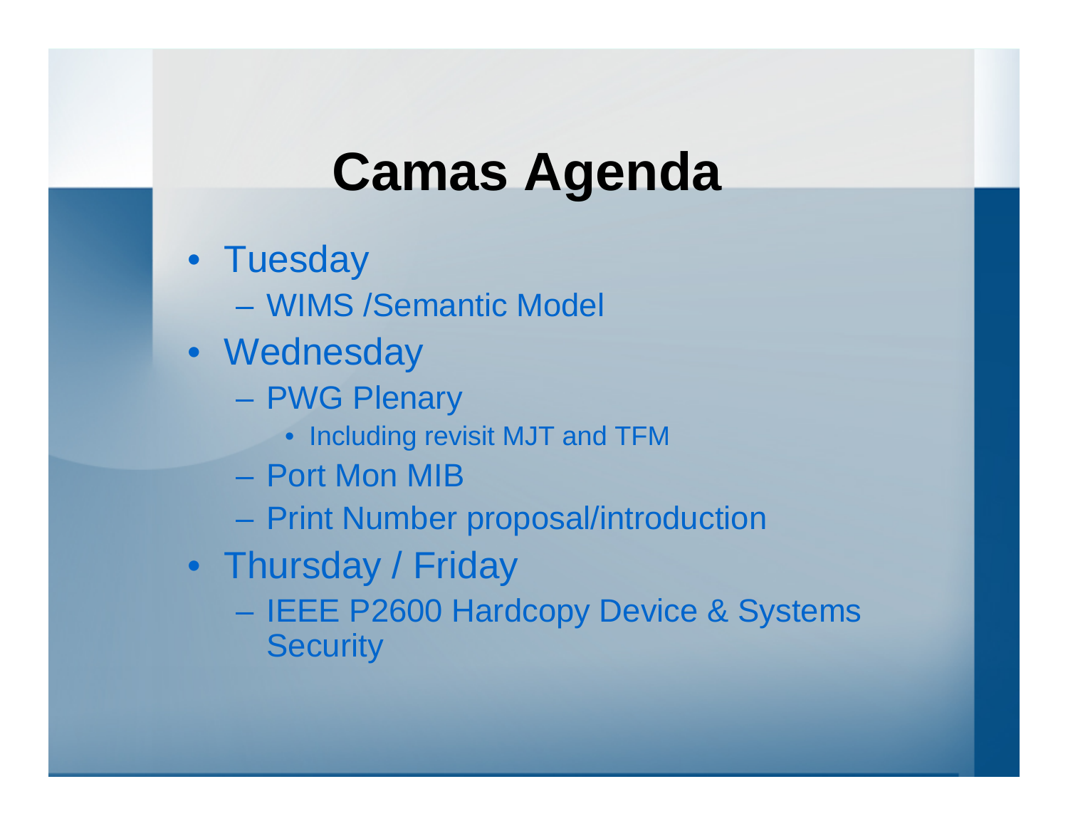# Camas Agenda

- Tuesday
  - WIMS /Semantic Model
- Wednesday
  - PWG Plenary
    - Including revisit MJT and TFM
  - Port Mon MIB
  - Print Number proposal/introduction
- Thursday / Friday
  - IEEE P2600 Hardcopy Device & Systems Security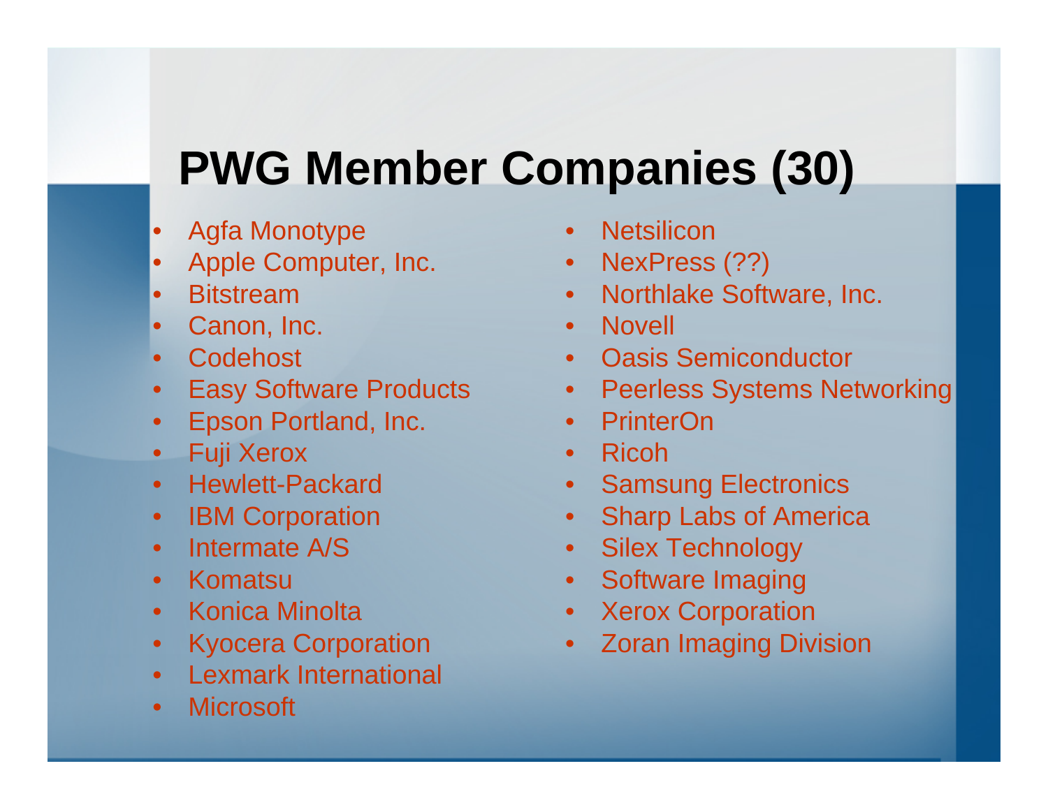# PWG Member Companies (30)

- Agfa Monotype
- Apple Computer, Inc.
- Bitstream
- Canon, Inc.
- Codehost
- Easy Software Products
- Epson Portland, Inc.
- Fuji Xerox
- Hewlett-Packard
- IBM Corporation
- Intermate A/S
- Komatsu
- Konica Minolta
- Kyocera Corporation
- Lexmark International
- Microsoft
- Netsilicon
- NexPress (??)
- Northlake Software, Inc.
- Novell
- Oasis Semiconductor
- Peerless Systems Networking
- PrinterOn
- Ricoh
- Samsung Electronics
- Sharp Labs of America
- Silex Technology
- Software Imaging
- Xerox Corporation
- Zoran Imaging Division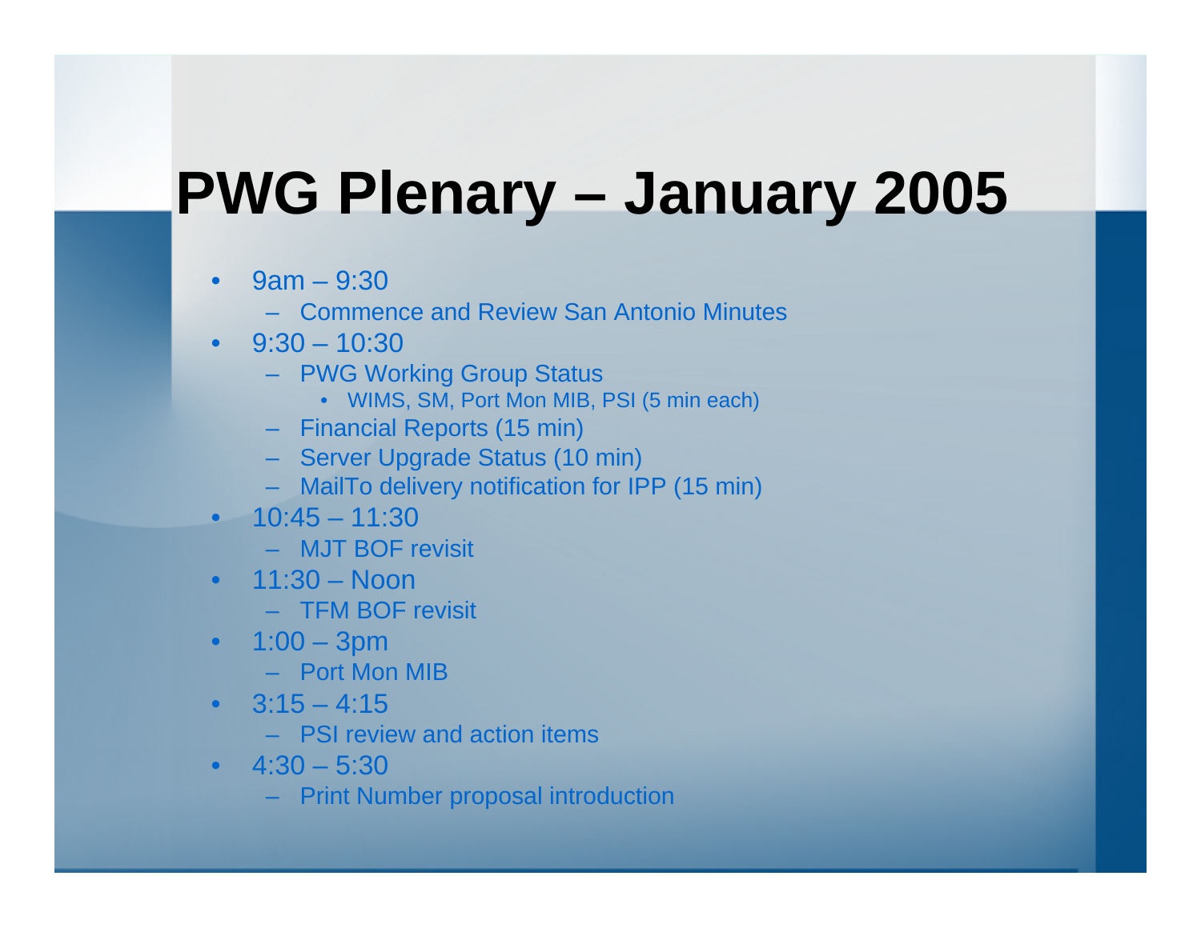# PWG Plenary – January 2005

- 9am – 9:30
  - Commence and Review San Antonio Minutes
- 9:30 – 10:30
  - PWG Working Group Status
    - WIMS, SM, Port Mon MIB, PSI (5 min each)
  - Financial Reports (15 min)
  - Server Upgrade Status (10 min)
  - MailTo delivery notification for IPP (15 min)
- 10:45 – 11:30
  - MJT BOF revisit
- 11:30 – Noon
  - TFM BOF revisit
- 1:00 – 3pm
  - Port Mon MIB
- 3:15 – 4:15
  - PSI review and action items
- 4:30 – 5:30
  - Print Number proposal introduction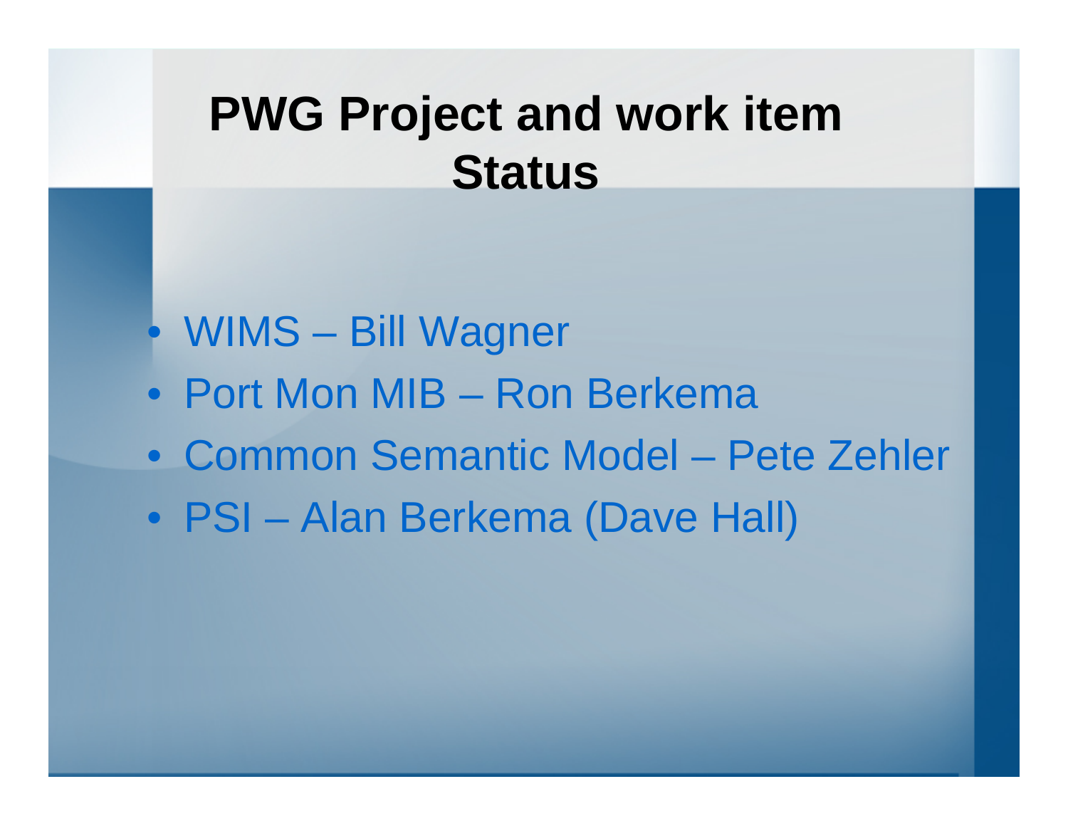# PWG Project and work item Status

- WIMS – Bill Wagner
- Port Mon MIB – Ron Berkema
- Common Semantic Model – Pete Zehler
- PSI – Alan Berkema (Dave Hall)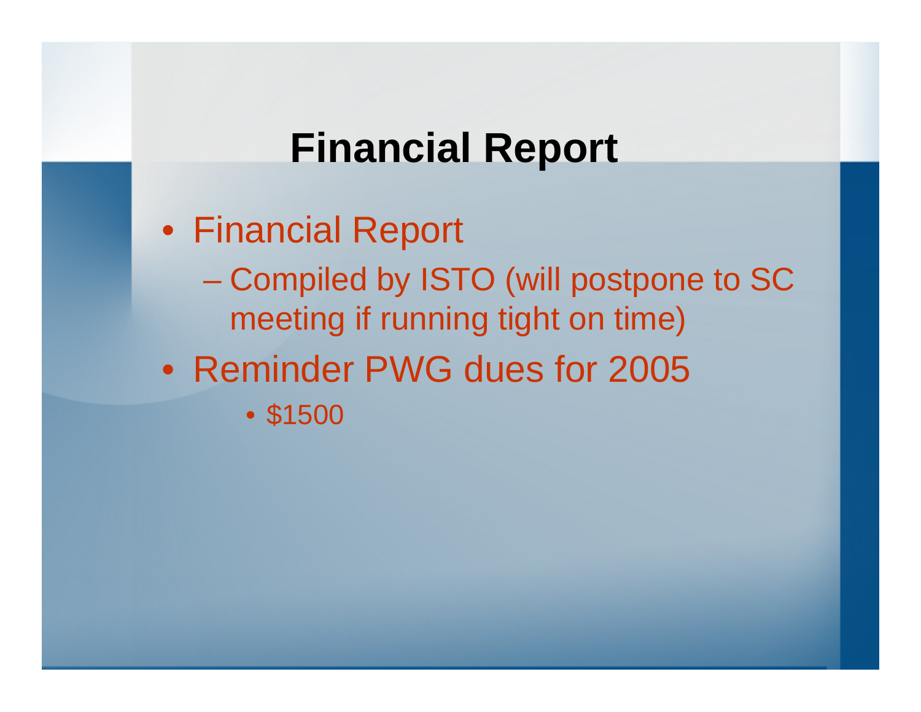# Financial Report

- Financial Report
  - Compiled by ISTO (will postpone to SC meeting if running tight on time)
- Reminder PWG dues for 2005
    - $1500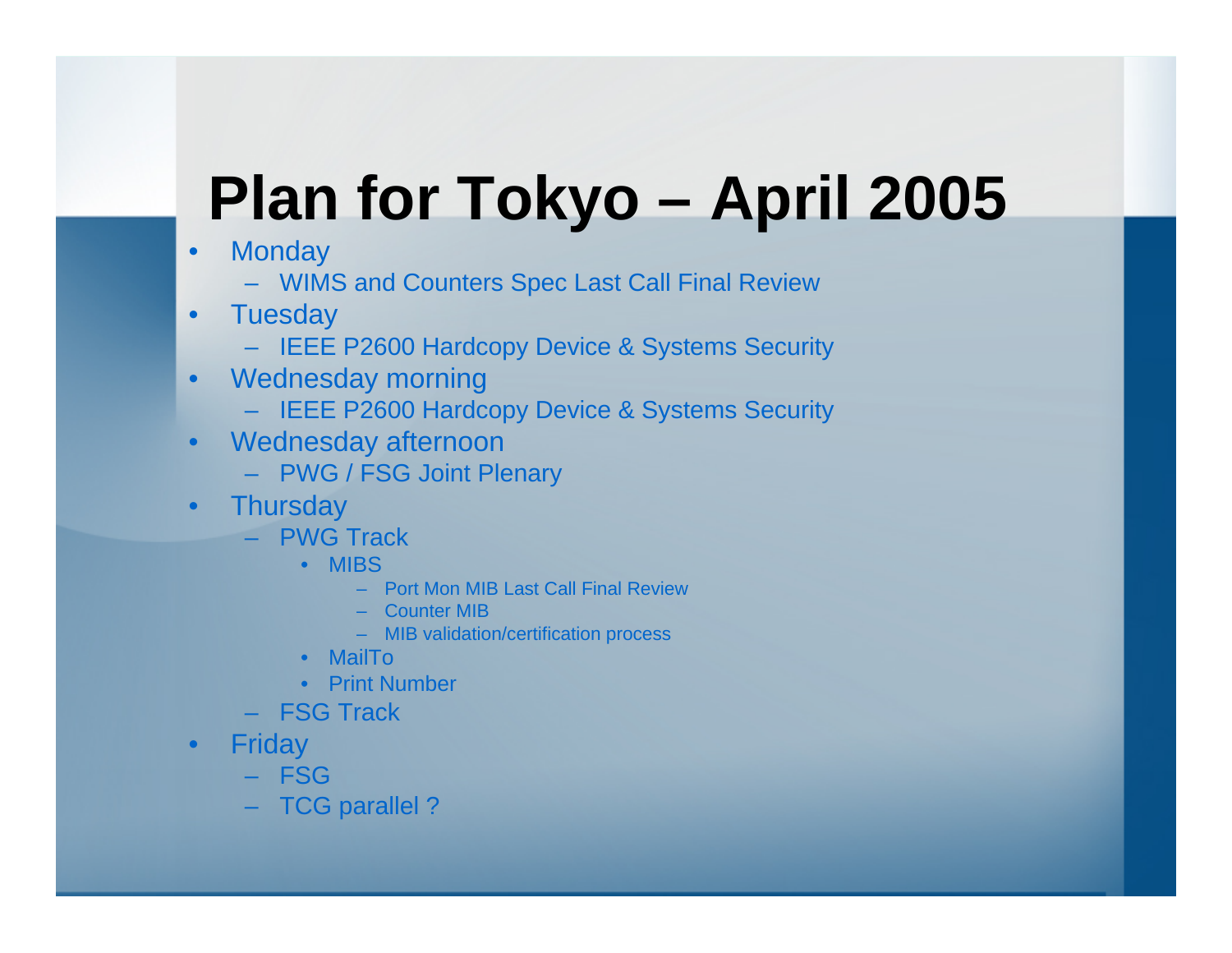# Plan for Tokyo – April 2005

- Monday
  - WIMS and Counters Spec Last Call Final Review
- Tuesday
  - IEEE P2600 Hardcopy Device & Systems Security
- Wednesday morning
  - IEEE P2600 Hardcopy Device & Systems Security
- Wednesday afternoon
  - PWG / FSG Joint Plenary
- Thursday
  - PWG Track
    - MIBS
      - Port Mon MIB Last Call Final Review
      - Counter MIB
      - MIB validation/certification process
    - MailTo
    - Print Number
  - FSG Track
- Friday
  - FSG
  - TCG parallel ?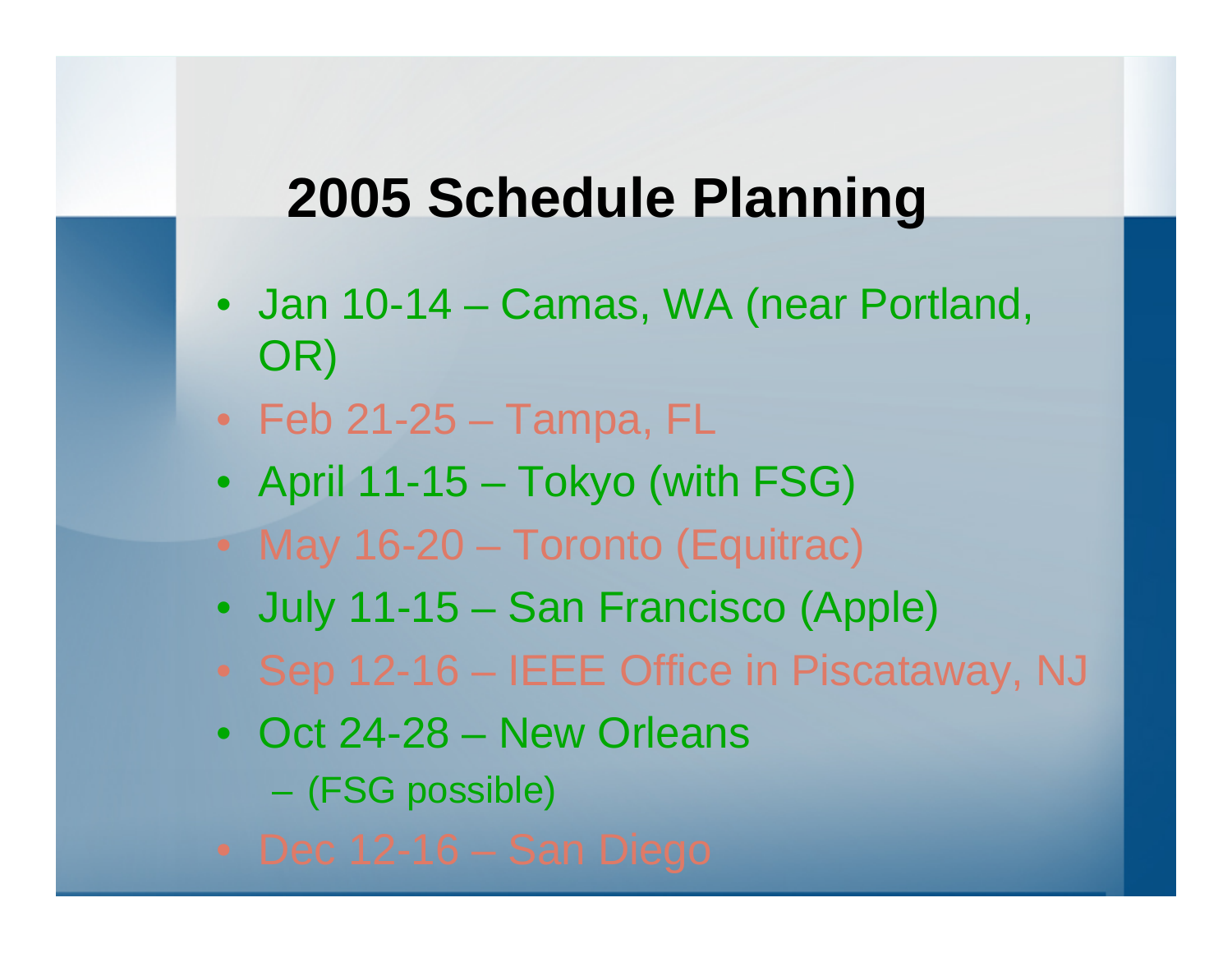# 2005 Schedule Planning

- Jan 10-14 – Camas, WA (near Portland, OR)
- Feb 21-25 – Tampa, FL
- April 11-15 – Tokyo (with FSG)
- May 16-20 – Toronto (Equitrac)
- July 11-15 – San Francisco (Apple)
- Sep 12-16 – IEEE Office in Piscataway, NJ
- Oct 24-28 – New Orleans
  - (FSG possible)
- Dec 12-16 – San Diego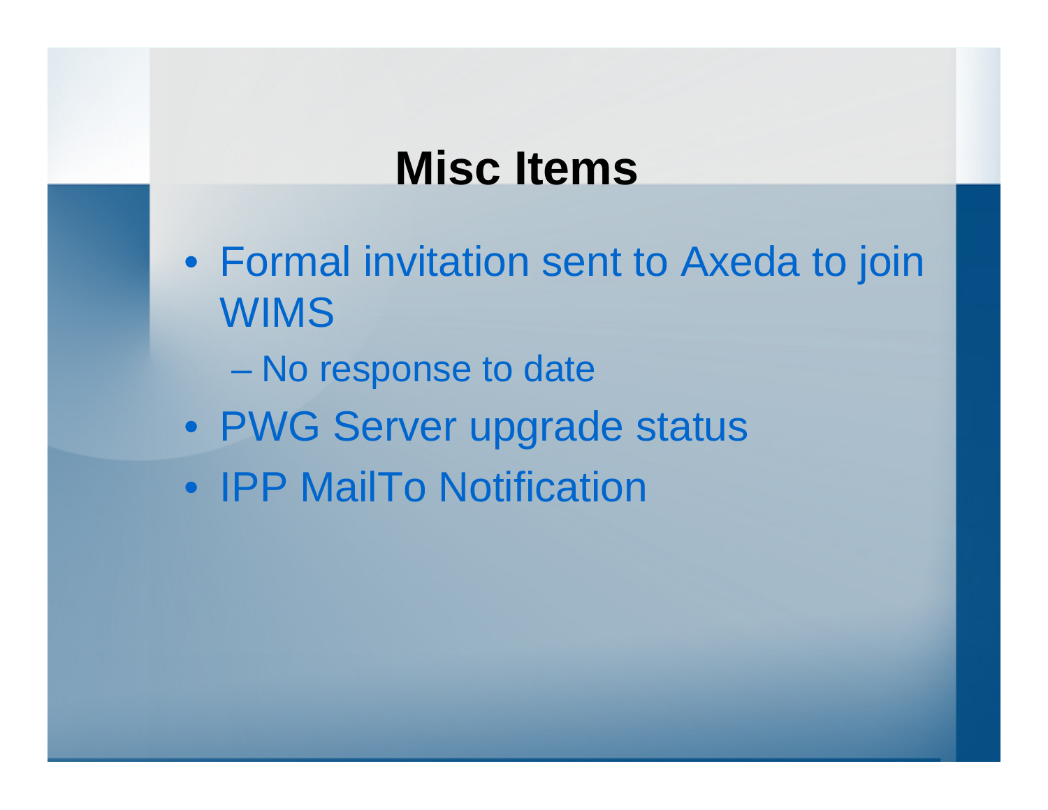# Misc Items

- Formal invitation sent to Axeda to join WIMS
  - No response to date
- PWG Server upgrade status
- IPP MailTo Notification